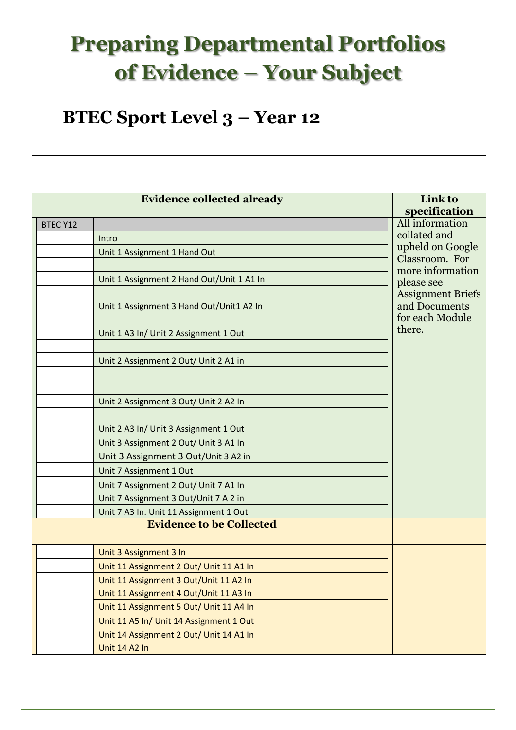# Preparing Departmental Portfolios of Evidence – Your Subject

## BTEC Sport Level 3 – Year 12

| Evidence collected already | | Link to specification |
|---|---|---|
| BTEC Y12 | | All information collated and upheld on Google Classroom. For more information please see Assignment Briefs and Documents for each Module there. |
| | Intro | |
| | Unit 1 Assignment 1 Hand Out | |
| | | |
| | Unit 1 Assignment 2 Hand Out/Unit 1 A1 In | |
| | | |
| | Unit 1 Assignment 3 Hand Out/Unit1 A2 In | |
| | | |
| | Unit 1 A3 In/ Unit 2 Assignment 1 Out | |
| | | |
| | Unit 2 Assignment 2 Out/ Unit 2 A1 in | |
| | | |
| | | |
| | Unit 2 Assignment 3 Out/ Unit 2 A2 In | |
| | | |
| | Unit 2 A3 In/ Unit 3 Assignment 1 Out | |
| | Unit 3 Assignment 2 Out/ Unit 3 A1 In | |
| | Unit 3 Assignment 3 Out/Unit 3 A2 in | |
| | Unit 7 Assignment 1 Out | |
| | Unit 7 Assignment 2 Out/ Unit 7 A1 In | |
| | Unit 7 Assignment 3 Out/Unit 7 A 2 in | |
| | Unit 7 A3 In. Unit 11 Assignment 1 Out | |
| **Evidence to be Collected** | | |
| | Unit 3 Assignment 3 In | |
| | Unit 11 Assignment 2 Out/ Unit 11 A1 In | |
| | Unit 11 Assignment 3 Out/Unit 11 A2 In | |
| | Unit 11 Assignment 4 Out/Unit 11 A3 In | |
| | Unit 11 Assignment 5 Out/ Unit 11 A4 In | |
| | Unit 11 A5 In/ Unit 14 Assignment 1 Out | |
| | Unit 14 Assignment 2 Out/ Unit 14 A1 In | |
| | Unit 14 A2 In | |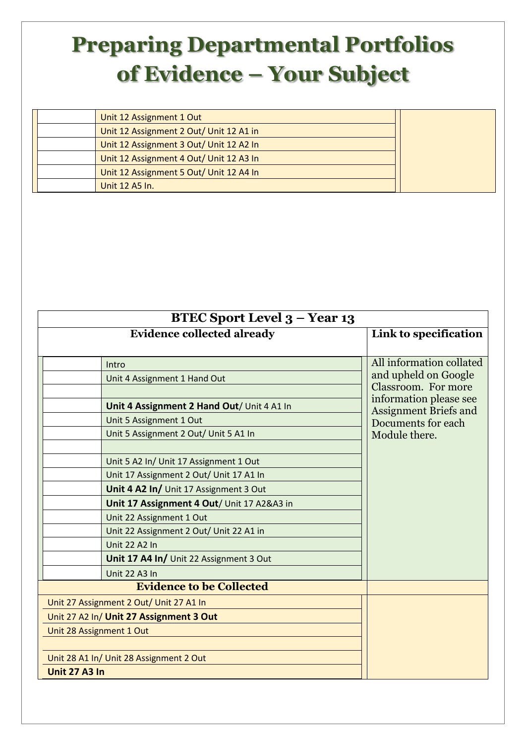# Preparing Departmental Portfolios of Evidence – Your Subject

| | | |
|---|---|---|
| | Unit 12 Assignment 1 Out | |
| | Unit 12 Assignment 2 Out/ Unit 12 A1 in | |
| | Unit 12 Assignment 3 Out/ Unit 12 A2 In | |
| | Unit 12 Assignment 4 Out/ Unit 12 A3 In | |
| | Unit 12 Assignment 5 Out/ Unit 12 A4 In | |
| | Unit 12 A5 In. | |

| BTEC Sport Level 3 – Year 13 | | |
|---|---|---|
| **Evidence collected already** | | **Link to specification** |
| | Intro | All information collated and upheld on Google Classroom. For more information please see Assignment Briefs and Documents for each Module there. |
| | Unit 4 Assignment 1 Hand Out | |
| | | |
| | **Unit 4 Assignment 2 Hand Out**/ Unit 4 A1 In | |
| | Unit 5 Assignment 1 Out | |
| | Unit 5 Assignment 2 Out/ Unit 5 A1 In | |
| | | |
| | Unit 5 A2 In/ Unit 17 Assignment 1 Out | |
| | Unit 17 Assignment 2 Out/ Unit 17 A1 In | |
| | **Unit 4 A2 In/** Unit 17 Assignment 3 Out | |
| | **Unit 17 Assignment 4 Out**/ Unit 17 A2&A3 in | |
| | Unit 22 Assignment 1 Out | |
| | Unit 22 Assignment 2 Out/ Unit 22 A1 in | |
| | Unit 22 A2 In | |
| | **Unit 17 A4 In/** Unit 22 Assignment 3 Out | |
| | Unit 22 A3 In | |
| **Evidence to be Collected** | | |
| Unit 27 Assignment 2 Out/ Unit 27 A1 In | | |
| Unit 27 A2 In/ **Unit 27 Assignment 3 Out** | | |
| Unit 28 Assignment 1 Out | | |
| | | |
| Unit 28 A1 In/ Unit 28 Assignment 2 Out | | |
| **Unit 27 A3 In** | | |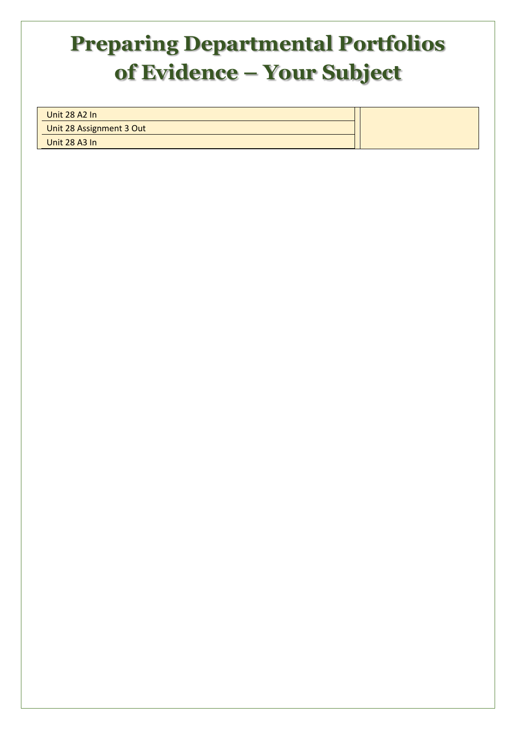# Preparing Departmental Portfolios of Evidence – Your Subject

| | | |
|---|---|---|
| Unit 28 A2 In | | |
| Unit 28 Assignment 3 Out | | |
| Unit 28 A3 In | | |